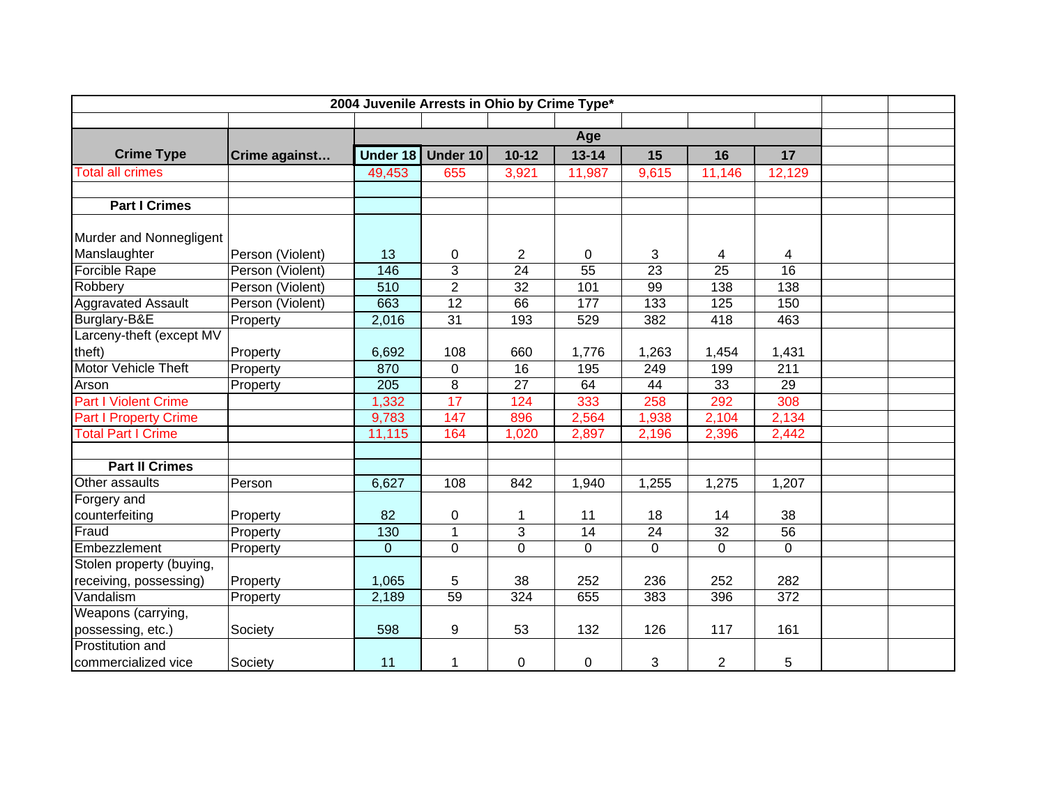**2004 Juvenile Arrests in Ohio by Crime Type***

| Crime Type | Crime against… | Age | | | | | | |
|---|---|---|---|---|---|---|---|---|
| | | Under 18 | Under 10 | 10-12 | 13-14 | 15 | 16 | 17 |
| Total all crimes | | 49,453 | 655 | 3,921 | 11,987 | 9,615 | 11,146 | 12,129 |
| | | | | | | | | |
| **Part I Crimes** | | | | | | | | |
| Murder and Nonnegligent Manslaughter | Person (Violent) | 13 | 0 | 2 | 0 | 3 | 4 | 4 |
| Forcible Rape | Person (Violent) | 146 | 3 | 24 | 55 | 23 | 25 | 16 |
| Robbery | Person (Violent) | 510 | 2 | 32 | 101 | 99 | 138 | 138 |
| Aggravated Assault | Person (Violent) | 663 | 12 | 66 | 177 | 133 | 125 | 150 |
| Burglary-B&E | Property | 2,016 | 31 | 193 | 529 | 382 | 418 | 463 |
| Larceny-theft (except MV theft) | Property | 6,692 | 108 | 660 | 1,776 | 1,263 | 1,454 | 1,431 |
| Motor Vehicle Theft | Property | 870 | 0 | 16 | 195 | 249 | 199 | 211 |
| Arson | Property | 205 | 8 | 27 | 64 | 44 | 33 | 29 |
| Part I Violent Crime | | 1,332 | 17 | 124 | 333 | 258 | 292 | 308 |
| Part I Property Crime | | 9,783 | 147 | 896 | 2,564 | 1,938 | 2,104 | 2,134 |
| Total Part I Crime | | 11,115 | 164 | 1,020 | 2,897 | 2,196 | 2,396 | 2,442 |
| | | | | | | | | |
| **Part II Crimes** | | | | | | | | |
| Other assaults | Person | 6,627 | 108 | 842 | 1,940 | 1,255 | 1,275 | 1,207 |
| Forgery and counterfeiting | Property | 82 | 0 | 1 | 11 | 18 | 14 | 38 |
| Fraud | Property | 130 | 1 | 3 | 14 | 24 | 32 | 56 |
| Embezzlement | Property | 0 | 0 | 0 | 0 | 0 | 0 | 0 |
| Stolen property (buying, receiving, possessing) | Property | 1,065 | 5 | 38 | 252 | 236 | 252 | 282 |
| Vandalism | Property | 2,189 | 59 | 324 | 655 | 383 | 396 | 372 |
| Weapons (carrying, possessing, etc.) | Society | 598 | 9 | 53 | 132 | 126 | 117 | 161 |
| Prostitution and commercialized vice | Society | 11 | 1 | 0 | 0 | 3 | 2 | 5 |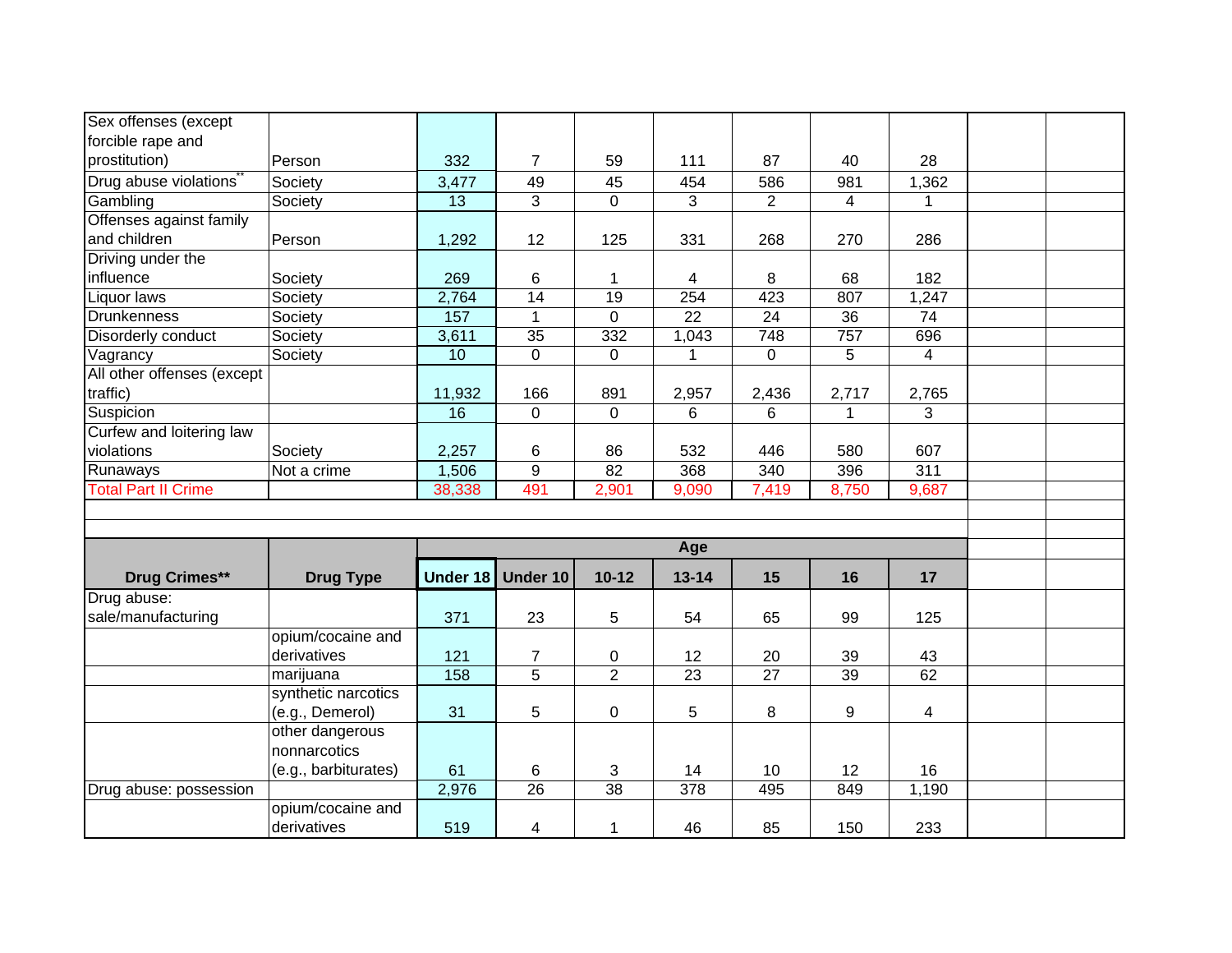| | | | | | | | | |
|---|---|---|---|---|---|---|---|---|
| Sex offenses (except forcible rape and prostitution) | Person | 332 | 7 | 59 | 111 | 87 | 40 | 28 |
| Drug abuse violations** | Society | 3,477 | 49 | 45 | 454 | 586 | 981 | 1,362 |
| Gambling | Society | 13 | 3 | 0 | 3 | 2 | 4 | 1 |
| Offenses against family and children | Person | 1,292 | 12 | 125 | 331 | 268 | 270 | 286 |
| Driving under the influence | Society | 269 | 6 | 1 | 4 | 8 | 68 | 182 |
| Liquor laws | Society | 2,764 | 14 | 19 | 254 | 423 | 807 | 1,247 |
| Drunkenness | Society | 157 | 1 | 0 | 22 | 24 | 36 | 74 |
| Disorderly conduct | Society | 3,611 | 35 | 332 | 1,043 | 748 | 757 | 696 |
| Vagrancy | Society | 10 | 0 | 0 | 1 | 0 | 5 | 4 |
| All other offenses (except traffic) | | 11,932 | 166 | 891 | 2,957 | 2,436 | 2,717 | 2,765 |
| Suspicion | | 16 | 0 | 0 | 6 | 6 | 1 | 3 |
| Curfew and loitering law violations | Society | 2,257 | 6 | 86 | 532 | 446 | 580 | 607 |
| Runaways | Not a crime | 1,506 | 9 | 82 | 368 | 340 | 396 | 311 |
| Total Part II Crime | | 38,338 | 491 | 2,901 | 9,090 | 7,419 | 8,750 | 9,687 |

| Drug Crimes** | Drug Type | Age | | | | | | |
|---|---|---|---|---|---|---|---|---|
| | | **Under 18** | **Under 10** | **10-12** | **13-14** | **15** | **16** | **17** |
| Drug abuse: sale/manufacturing | | 371 | 23 | 5 | 54 | 65 | 99 | 125 |
| | opium/cocaine and derivatives | 121 | 7 | 0 | 12 | 20 | 39 | 43 |
| | marijuana | 158 | 5 | 2 | 23 | 27 | 39 | 62 |
| | synthetic narcotics (e.g., Demerol) | 31 | 5 | 0 | 5 | 8 | 9 | 4 |
| | other dangerous nonnarcotics (e.g., barbiturates) | 61 | 6 | 3 | 14 | 10 | 12 | 16 |
| Drug abuse: possession | | 2,976 | 26 | 38 | 378 | 495 | 849 | 1,190 |
| | opium/cocaine and derivatives | 519 | 4 | 1 | 46 | 85 | 150 | 233 |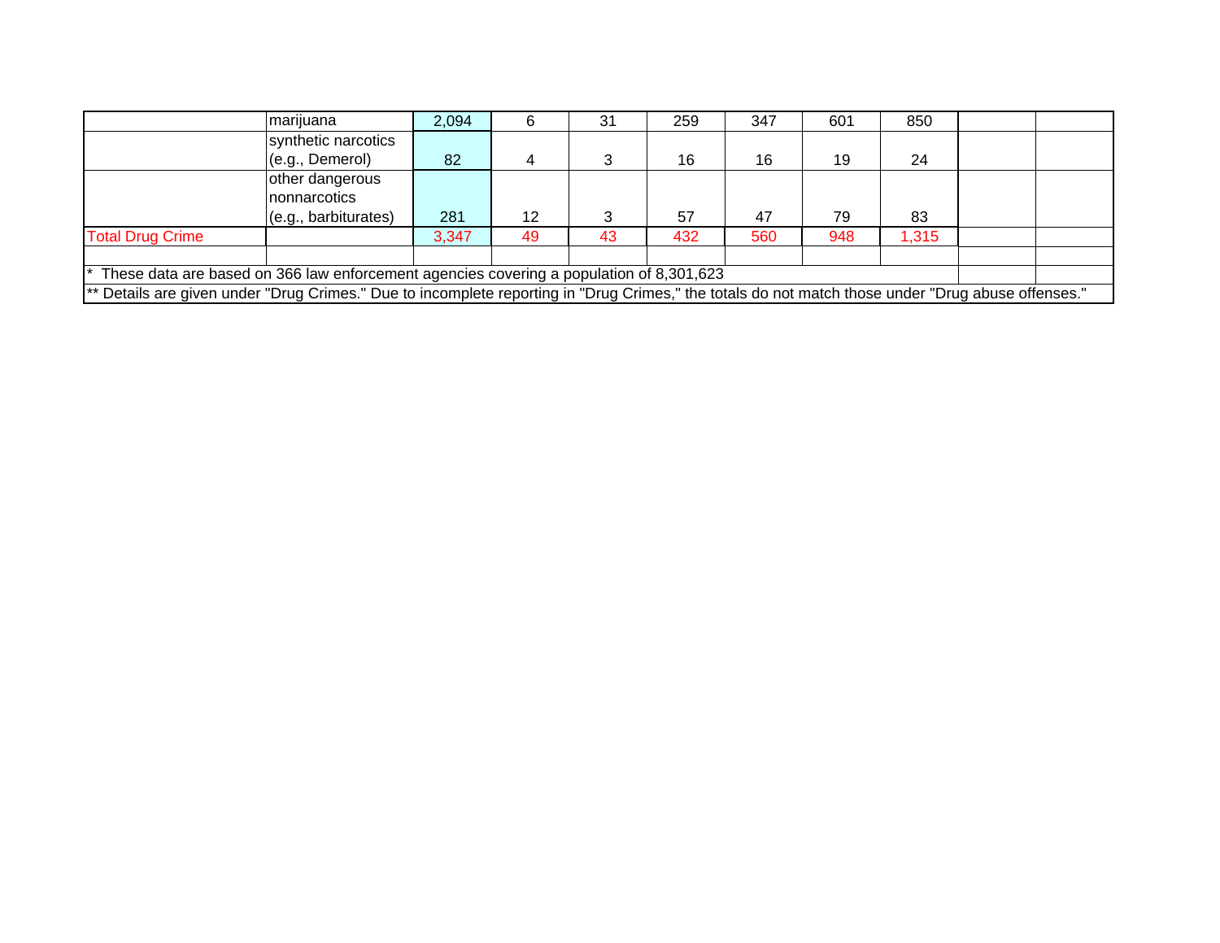| | | | | | | | | | | |
|---|---|---|---|---|---|---|---|---|---|---|
| | marijuana | 2,094 | 6 | 31 | 259 | 347 | 601 | 850 | | |
| | synthetic narcotics (e.g., Demerol) | 82 | 4 | 3 | 16 | 16 | 19 | 24 | | |
| | other dangerous nonnarcotics (e.g., barbiturates) | 281 | 12 | 3 | 57 | 47 | 79 | 83 | | |
| Total Drug Crime | | 3,347 | 49 | 43 | 432 | 560 | 948 | 1,315 | | |
| | | | | | | | | | | |

* These data are based on 366 law enforcement agencies covering a population of 8,301,623

** Details are given under "Drug Crimes." Due to incomplete reporting in "Drug Crimes," the totals do not match those under "Drug abuse offenses."